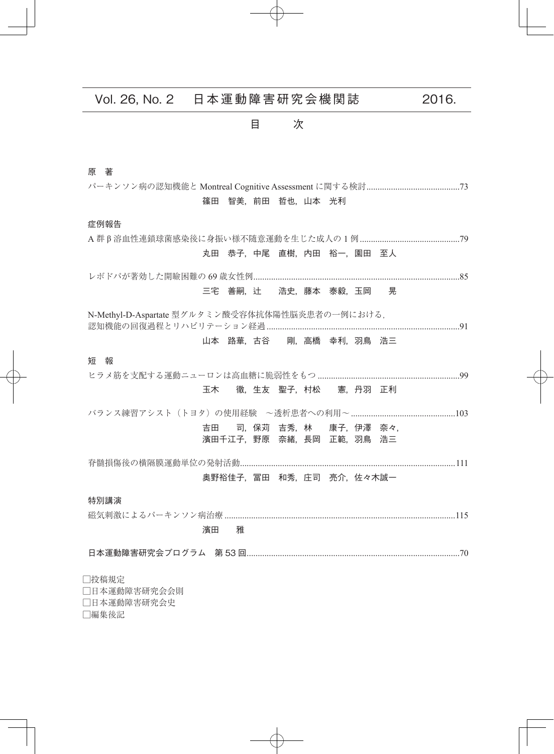# Vol. 26, No. 2　日本運動障害研究会機関誌　2016.

## 目　　次

### 原　著

パーキンソン病の認知機能と Montreal Cognitive Assessment に関する検討........................................73
篠田　智美，前田　哲也，山本　光利

### 症例報告

A 群 β 溶血性連鎖球菌感染後に身振い様不随意運動を生じた成人の 1 例............................................79
丸田　恭子，中尾　直樹，内田　裕一，園田　至人

レボドパが著効した開瞼困難の 69 歳女性例............................................................................................85
三宅　善嗣，辻　　浩史，藤本　泰毅，玉岡　　晃

N-Methyl-D-Aspartate 型グルタミン酸受容体抗体陽性脳炎患者の一例における，
認知機能の回復過程とリハビリテーション経過.......................................................................................91
山本　路華，古谷　　剛，高橋　幸利，羽鳥　浩三

### 短　報

ヒラメ筋を支配する運動ニューロンは高血糖に脆弱性をもつ................................................................99
玉木　　徹，生友　聖子，村松　　憲，丹羽　正利

バランス練習アシスト（トヨタ）の使用経験　～透析患者への利用～...............................................103
吉田　　司，保苅　吉秀，林　　康子，伊澤　奈々，
濱田千江子，野原　奈緒，長岡　正範，羽鳥　浩三

脊髄損傷後の横隔膜運動単位の発射活動................................................................................................111
奥野裕佳子，冨田　和秀，庄司　亮介，佐々木誠一

### 特別講演

磁気刺激によるパーキンソン病治療.......................................................................................................115
濱田　　雅

日本運動障害研究会プログラム　第 53 回..............................................................................................70

□投稿規定
□日本運動障害研究会会則
□日本運動障害研究会史
□編集後記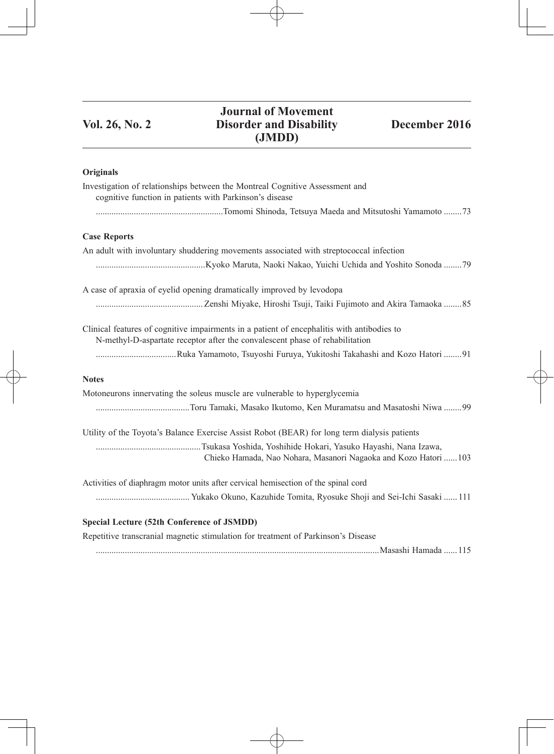# Journal of Movement Disorder and Disability (JMDD)

**Vol. 26, No. 2** — **December 2016**

## Originals

Investigation of relationships between the Montreal Cognitive Assessment and cognitive function in patients with Parkinson's disease

........................................................Tomomi Shinoda, Tetsuya Maeda and Mitsutoshi Yamamoto ........73

## Case Reports

An adult with involuntary shuddering movements associated with streptococcal infection

.................................................Kyoko Maruta, Naoki Nakao, Yuichi Uchida and Yoshito Sonoda ........79

A case of apraxia of eyelid opening dramatically improved by levodopa

................................................Zenshi Miyake, Hiroshi Tsuji, Taiki Fujimoto and Akira Tamaoka ........85

Clinical features of cognitive impairments in a patient of encephalitis with antibodies to N-methyl-D-aspartate receptor after the convalescent phase of rehabilitation

....................................Ruka Yamamoto, Tsuyoshi Furuya, Yukitoshi Takahashi and Kozo Hatori ........91

## Notes

Motoneurons innervating the soleus muscle are vulnerable to hyperglycemia

..........................................Toru Tamaki, Masako Ikutomo, Ken Muramatsu and Masatoshi Niwa ........99

Utility of the Toyota's Balance Exercise Assist Robot (BEAR) for long term dialysis patients

...............................................Tsukasa Yoshida, Yoshihide Hokari, Yasuko Hayashi, Nana Izawa, Chieko Hamada, Nao Nohara, Masanori Nagaoka and Kozo Hatori ......103

Activities of diaphragm motor units after cervical hemisection of the spinal cord

.......................................... Yukako Okuno, Kazuhide Tomita, Ryosuke Shoji and Sei-Ichi Sasaki ...... 111

## Special Lecture (52th Conference of JSMDD)

Repetitive transcranial magnetic stimulation for treatment of Parkinson's Disease

.............................................................................................................................Masashi Hamada ......115